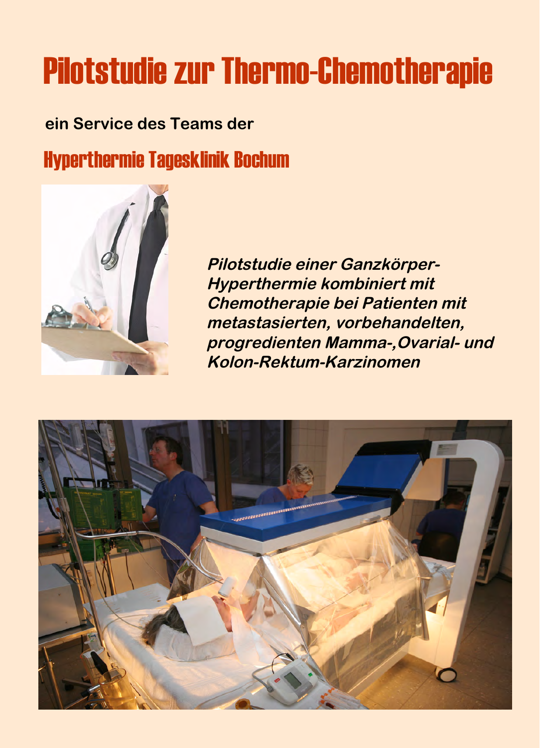# Pilotstudie zur Thermo-Chemotherapie

**ein Service des Teams der**

## Hyperthermie Tagesklinik Bochum

***Pilotstudie einer Ganzkörper-Hyperthermie kombiniert mit Chemotherapie bei Patienten mit metastasierten, vorbehandelten, progredienten Mamma-,Ovarial- und Kolon-Rektum-Karzinomen***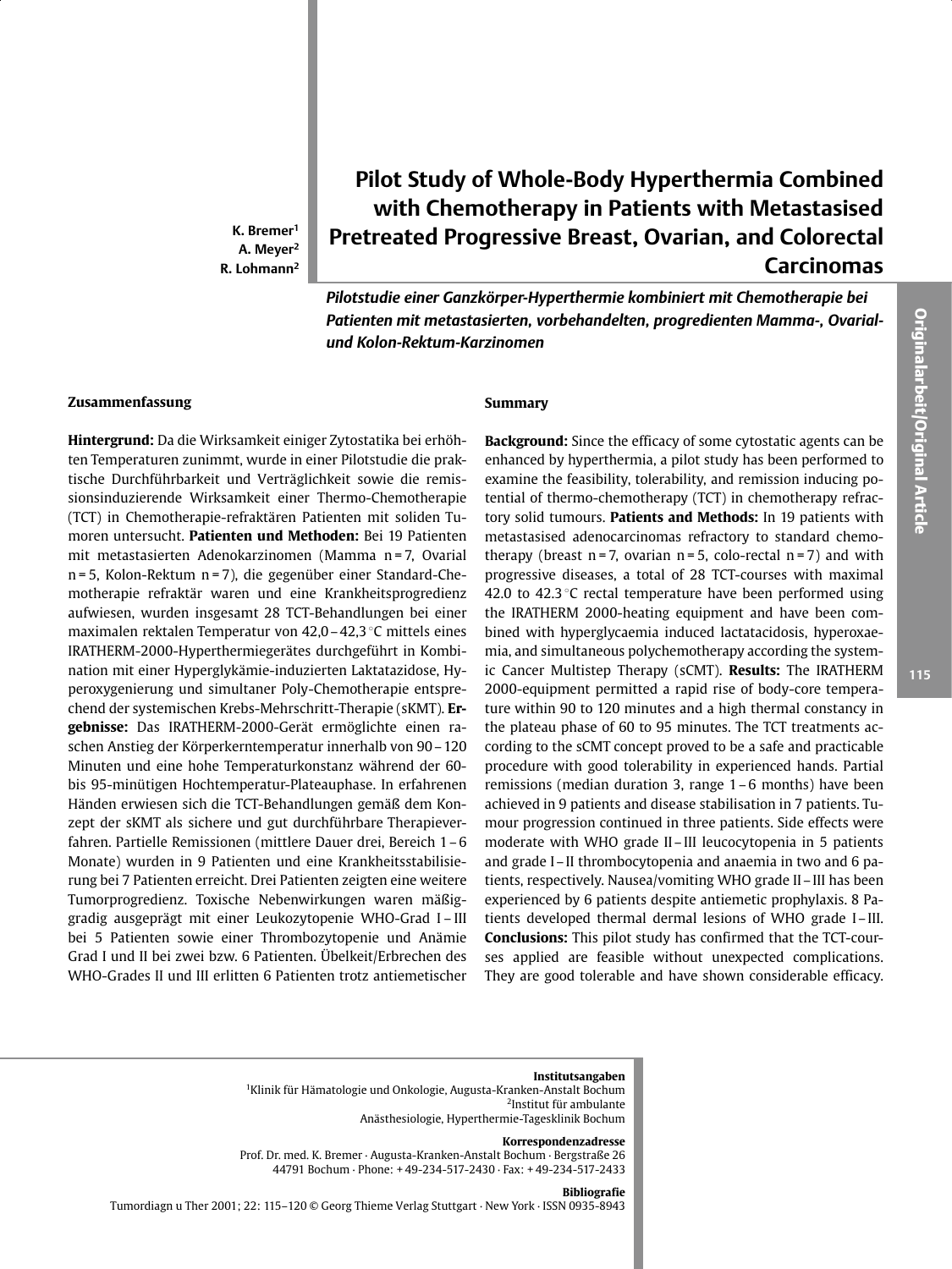# Pilot Study of Whole-Body Hyperthermia Combined with Chemotherapy in Patients with Metastasised Pretreated Progressive Breast, Ovarian, and Colorectal Carcinomas

***Pilotstudie einer Ganzkörper-Hyperthermie kombiniert mit Chemotherapie bei Patienten mit metastasierten, vorbehandelten, progredienten Mamma-, Ovarial- und Kolon-Rektum-Karzinomen***

K. Bremer[1]
A. Meyer[2]
R. Lohmann[2]

Originalarbeit/Original Article

## Zusammenfassung

**Hintergrund:** Da die Wirksamkeit einiger Zytostatika bei erhöhten Temperaturen zunimmt, wurde in einer Pilotstudie die praktische Durchführbarkeit und Verträglichkeit sowie die remissionsinduzierende Wirksamkeit einer Thermo-Chemotherapie (TCT) in Chemotherapie-refraktären Patienten mit soliden Tumoren untersucht. **Patienten und Methoden:** Bei 19 Patienten mit metastasierten Adenokarzinomen (Mamma n = 7, Ovarial n = 5, Kolon-Rektum n = 7), die gegenüber einer Standard-Chemotherapie refraktär waren und eine Krankheitsprogredienz aufwiesen, wurden insgesamt 28 TCT-Behandlungen bei einer maximalen rektalen Temperatur von 42,0 – 42,3 °C mittels eines IRATHERM-2000-Hyperthermiegerätes durchgeführt in Kombination mit einer Hyperglykämie-induzierten Laktatazidose, Hyperoxygenierung und simultaner Poly-Chemotherapie entsprechend der systemischen Krebs-Mehrschritt-Therapie (sKMT). **Ergebnisse:** Das IRATHERM-2000-Gerät ermöglichte einen raschen Anstieg der Körperkerntemperatur innerhalb von 90 – 120 Minuten und eine hohe Temperaturkonstanz während der 60- bis 95-minütigen Hochtemperatur-Plateauphase. In erfahrenen Händen erwiesen sich die TCT-Behandlungen gemäß dem Konzept der sKMT als sichere und gut durchführbare Therapieverfahren. Partielle Remissionen (mittlere Dauer drei, Bereich 1 – 6 Monate) wurden in 9 Patienten und eine Krankheitsstabilisierung bei 7 Patienten erreicht. Drei Patienten zeigten eine weitere Tumorprogredienz. Toxische Nebenwirkungen waren mäßiggradig ausgeprägt mit einer Leukozytopenie WHO-Grad I – III bei 5 Patienten sowie einer Thrombozytopenie und Anämie Grad I und II bei zwei bzw. 6 Patienten. Übelkeit/Erbrechen des WHO-Grades II und III erlitten 6 Patienten trotz antiemetischer

## Summary

**Background:** Since the efficacy of some cytostatic agents can be enhanced by hyperthermia, a pilot study has been performed to examine the feasibility, tolerability, and remission inducing potential of thermo-chemotherapy (TCT) in chemotherapy refractory solid tumours. **Patients and Methods:** In 19 patients with metastasised adenocarcinomas refractory to standard chemotherapy (breast n = 7, ovarian n = 5, colo-rectal n = 7) and with progressive diseases, a total of 28 TCT-courses with maximal 42.0 to 42.3 °C rectal temperature have been performed using the IRATHERM 2000-heating equipment and have been combined with hyperglycaemia induced lactatacidosis, hyperoxaemia, and simultaneous polychemotherapy according the systemic Cancer Multistep Therapy (sCMT). **Results:** The IRATHERM 2000-equipment permitted a rapid rise of body-core temperature within 90 to 120 minutes and a high thermal constancy in the plateau phase of 60 to 95 minutes. The TCT treatments according to the sCMT concept proved to be a safe and practicable procedure with good tolerability in experienced hands. Partial remissions (median duration 3, range 1 – 6 months) have been achieved in 9 patients and disease stabilisation in 7 patients. Tumour progression continued in three patients. Side effects were moderate with WHO grade II – III leucocytopenia in 5 patients and grade I – II thrombocytopenia and anaemia in two and 6 patients, respectively. Nausea/vomiting WHO grade II – III has been experienced by 6 patients despite antiemetic prophylaxis. 8 Patients developed thermal dermal lesions of WHO grade I – III. **Conclusions:** This pilot study has confirmed that the TCT-courses applied are feasible without unexpected complications. They are good tolerable and have shown considerable efficacy.

**Institutsangaben**
[1]Klinik für Hämatologie und Onkologie, Augusta-Kranken-Anstalt Bochum
[2]Institut für ambulante Anästhesiologie, Hyperthermie-Tagesklinik Bochum

**Korrespondenzadresse**
Prof. Dr. med. K. Bremer · Augusta-Kranken-Anstalt Bochum · Bergstraße 26
44791 Bochum · Phone: + 49-234-517-2430 · Fax: + 49-234-517-2433

**Bibliografie**
Tumordiagn u Ther 2001; 22: 115–120 © Georg Thieme Verlag Stuttgart · New York · ISSN 0935-8943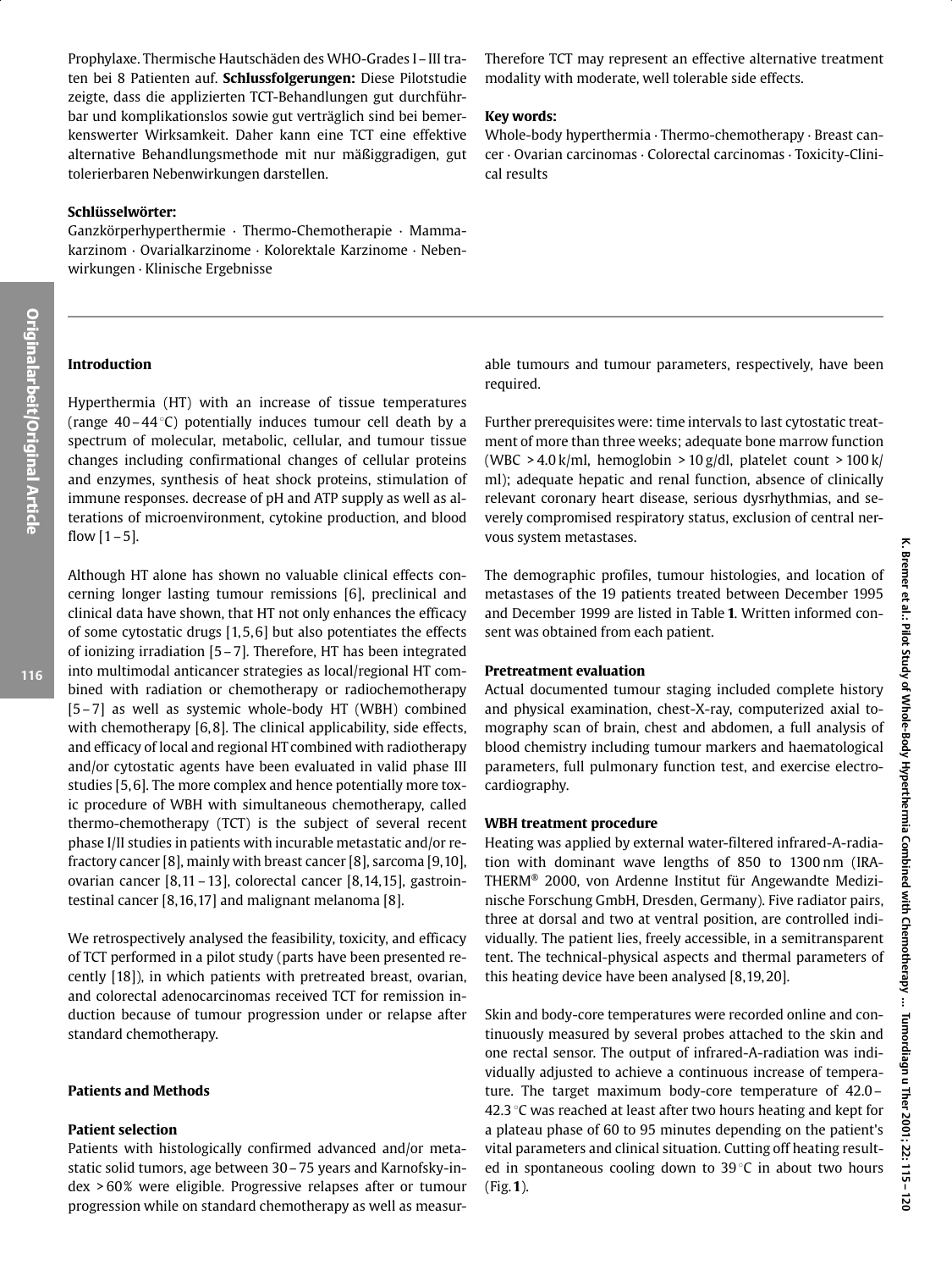Prophylaxe. Thermische Hautschäden des WHO-Grades I – III traten bei 8 Patienten auf. **Schlussfolgerungen:** Diese Pilotstudie zeigte, dass die applizierten TCT-Behandlungen gut durchführbar und komplikationslos sowie gut verträglich sind bei bemerkenswerter Wirksamkeit. Daher kann eine TCT eine effektive alternative Behandlungsmethode mit nur mäßiggradigen, gut tolerierbaren Nebenwirkungen darstellen.

**Schlüsselwörter:**
Ganzkörperhyperthermie · Thermo-Chemotherapie · Mammakarzinom · Ovarialkarzinome · Kolorektale Karzinome · Nebenwirkungen · Klinische Ergebnisse

Therefore TCT may represent an effective alternative treatment modality with moderate, well tolerable side effects.

**Key words:**
Whole-body hyperthermia · Thermo-chemotherapy · Breast cancer · Ovarian carcinomas · Colorectal carcinomas · Toxicity-Clinical results

## Introduction

Hyperthermia (HT) with an increase of tissue temperatures (range 40 – 44 °C) potentially induces tumour cell death by a spectrum of molecular, metabolic, cellular, and tumour tissue changes including confirmational changes of cellular proteins and enzymes, synthesis of heat shock proteins, stimulation of immune responses. decrease of pH and ATP supply as well as alterations of microenvironment, cytokine production, and blood flow [1 – 5].

Although HT alone has shown no valuable clinical effects concerning longer lasting tumour remissions [6], preclinical and clinical data have shown, that HT not only enhances the efficacy of some cytostatic drugs [1,5,6] but also potentiates the effects of ionizing irradiation [5 – 7]. Therefore, HT has been integrated into multimodal anticancer strategies as local/regional HT combined with radiation or chemotherapy or radiochemotherapy [5 – 7] as well as systemic whole-body HT (WBH) combined with chemotherapy [6,8]. The clinical applicability, side effects, and efficacy of local and regional HT combined with radiotherapy and/or cytostatic agents have been evaluated in valid phase III studies [5,6]. The more complex and hence potentially more toxic procedure of WBH with simultaneous chemotherapy, called thermo-chemotherapy (TCT) is the subject of several recent phase I/II studies in patients with incurable metastatic and/or refractory cancer [8], mainly with breast cancer [8], sarcoma [9,10], ovarian cancer [8,11 – 13], colorectal cancer [8,14,15], gastrointestinal cancer [8,16,17] and malignant melanoma [8].

We retrospectively analysed the feasibility, toxicity, and efficacy of TCT performed in a pilot study (parts have been presented recently [18]), in which patients with pretreated breast, ovarian, and colorectal adenocarcinomas received TCT for remission induction because of tumour progression under or relapse after standard chemotherapy.

## Patients and Methods

### Patient selection

Patients with histologically confirmed advanced and/or metastatic solid tumors, age between 30 – 75 years and Karnofsky-index > 60% were eligible. Progressive relapses after or tumour progression while on standard chemotherapy as well as measurable tumours and tumour parameters, respectively, have been required.

Further prerequisites were: time intervals to last cytostatic treatment of more than three weeks; adequate bone marrow function (WBC > 4.0 k/ml, hemoglobin > 10 g/dl, platelet count > 100 k/ml); adequate hepatic and renal function, absence of clinically relevant coronary heart disease, serious dysrhythmias, and severely compromised respiratory status, exclusion of central nervous system metastases.

The demographic profiles, tumour histologies, and location of metastases of the 19 patients treated between December 1995 and December 1999 are listed in Table **1**. Written informed consent was obtained from each patient.

### Pretreatment evaluation

Actual documented tumour staging included complete history and physical examination, chest-X-ray, computerized axial tomography scan of brain, chest and abdomen, a full analysis of blood chemistry including tumour markers and haematological parameters, full pulmonary function test, and exercise electrocardiography.

### WBH treatment procedure

Heating was applied by external water-filtered infrared-A-radiation with dominant wave lengths of 850 to 1300 nm (IRATHERM® 2000, von Ardenne Institut für Angewandte Medizinische Forschung GmbH, Dresden, Germany). Five radiator pairs, three at dorsal and two at ventral position, are controlled individually. The patient lies, freely accessible, in a semitransparent tent. The technical-physical aspects and thermal parameters of this heating device have been analysed [8,19,20].

Skin and body-core temperatures were recorded online and continuously measured by several probes attached to the skin and one rectal sensor. The output of infrared-A-radiation was individually adjusted to achieve a continuous increase of temperature. The target maximum body-core temperature of 42.0 – 42.3 °C was reached at least after two hours heating and kept for a plateau phase of 60 to 95 minutes depending on the patient's vital parameters and clinical situation. Cutting off heating resulted in spontaneous cooling down to 39 °C in about two hours (Fig. **1**).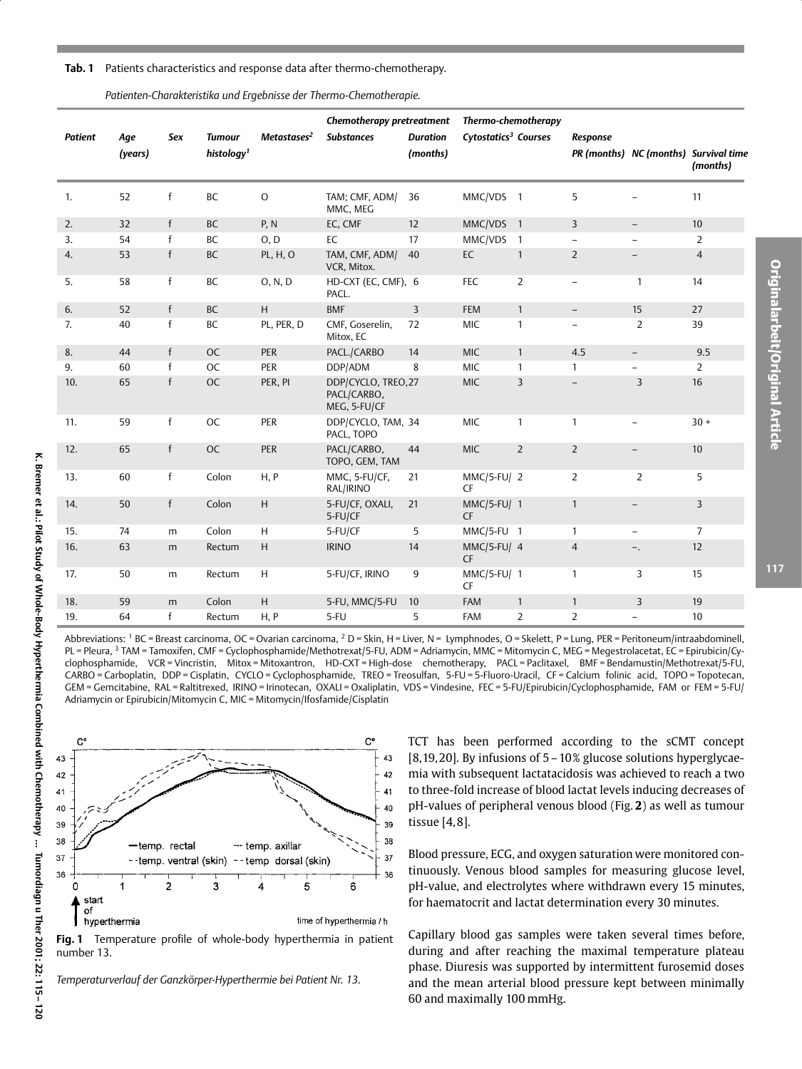**Tab. 1** Patients characteristics and response data after thermo-chemotherapy.

*Patienten-Charakteristika und Ergebnisse der Thermo-Chemotherapie.*

| Patient | Age (years) | Sex | Tumour histology[1] | Metastases[2] | Chemotherapy pretreatment Substances | Duration (months) | Thermo-chemotherapy Cytostatics[3] | Courses | Response PR (months) | NC (months) | Survival time (months) |
|---|---|---|---|---|---|---|---|---|---|---|---|
| 1. | 52 | f | BC | O | TAM; CMF, ADM/ MMC, MEG | 36 | MMC/VDS | 1 | 5 | – | 11 |
| 2. | 32 | f | BC | P, N | EC, CMF | 12 | MMC/VDS | 1 | 3 | – | 10 |
| 3. | 54 | f | BC | O, D | EC | 17 | MMC/VDS | 1 | – | – | 2 |
| 4. | 53 | f | BC | PL, H, O | TAM, CMF, ADM/ VCR, Mitox. | 40 | EC | 1 | 2 | – | 4 |
| 5. | 58 | f | BC | O, N, D | HD-CXT (EC, CMF), PACL. | 6 | FEC | 2 | – | 1 | 14 |
| 6. | 52 | f | BC | H | BMF | 3 | FEM | 1 | – | 15 | 27 |
| 7. | 40 | f | BC | PL, PER, D | CMF, Goserelin, Mitox, EC | 72 | MIC | 1 | – | 2 | 39 |
| 8. | 44 | f | OC | PER | PACL./CARBO | 14 | MIC | 1 | 4.5 | – | 9.5 |
| 9. | 60 | f | OC | PER | DDP/ADM | 8 | MIC | 1 | 1 | – | 2 |
| 10. | 65 | f | OC | PER, PI | DDP/CYCLO, TREO, PACL/CARBO, MEG, 5-FU/CF | 27 | MIC | 3 | – | 3 | 16 |
| 11. | 59 | f | OC | PER | DDP/CYCLO, TAM, PACL, TOPO | 34 | MIC | 1 | 1 | – | 30 + |
| 12. | 65 | f | OC | PER | PACL/CARBO, TOPO, GEM, TAM | 44 | MIC | 2 | 2 | – | 10 |
| 13. | 60 | f | Colon | H, P | MMC, 5-FU/CF, RAL/IRINO | 21 | MMC/5-FU/ CF | 2 | 2 | 2 | 5 |
| 14. | 50 | f | Colon | H | 5-FU/CF, OXALI, 5-FU/CF | 21 | MMC/5-FU/ CF | 1 | 1 | – | 3 |
| 15. | 74 | m | Colon | H | 5-FU/CF | 5 | MMC/5-FU | 1 | 1 | – | 7 |
| 16. | 63 | m | Rectum | H | IRINO | 14 | MMC/5-FU/ CF | 4 | 4 | –. | 12 |
| 17. | 50 | m | Rectum | H | 5-FU/CF, IRINO | 9 | MMC/5-FU/ CF | 1 | 1 | 3 | 15 |
| 18. | 59 | m | Colon | H | 5-FU, MMC/5-FU | 10 | FAM | 1 | 1 | 3 | 19 |
| 19. | 64 | f | Rectum | H, P | 5-FU | 5 | FAM | 2 | 2 | – | 10 |

Abbreviations: [1] BC = Breast carcinoma, OC = Ovarian carcinoma, [2] D = Skin, H = Liver, N = Lymphnodes, O = Skelett, P = Lung, PER = Peritoneum/intraabdominell, PL = Pleura, [3] TAM = Tamoxifen, CMF = Cyclophosphamide/Methotrexat/5-FU, ADM = Adriamycin, MMC = Mitomycin C, MEG = Megestrolacetat, EC = Epirubicin/Cyclophosphamide, VCR = Vincristin, Mitox = Mitoxantron, HD-CXT = High-dose chemotherapy, PACL = Paclitaxel, BMF = Bendamustin/Methotrexat/5-FU, CARBO = Carboplatin, DDP = Cisplatin, CYCLO = Cyclophosphamide, TREO = Treosulfan, 5-FU = 5-Fluoro-Uracil, CF = Calcium folinic acid, TOPO = Topotecan, GEM = Gemcitabine, RAL = Raltitrexed, IRINO = Irinotecan, OXALI = Oxaliplatin, VDS = Vindesine, FEC = 5-FU/Epirubicin/Cyclophosphamide, FAM or FEM = 5-FU/Adriamycin or Epirubicin/Mitomycin C, MIC = Mitomycin/Ifosfamide/Cisplatin

**Fig. 1** Temperature profile of whole-body hyperthermia in patient number 13.

*Temperaturverlauf der Ganzkörper-Hyperthermie bei Patient Nr. 13.*

TCT has been performed according to the sCMT concept [8,19,20]. By infusions of 5 – 10% glucose solutions hyperglycaemia with subsequent lactatacidosis was achieved to reach a two to three-fold increase of blood lactat levels inducing decreases of pH-values of peripheral venous blood (Fig. **2**) as well as tumour tissue [4,8].

Blood pressure, ECG, and oxygen saturation were monitored continuously. Venous blood samples for measuring glucose level, pH-value, and electrolytes where withdrawn every 15 minutes, for haematocrit and lactat determination every 30 minutes.

Capillary blood gas samples were taken several times before, during and after reaching the maximal temperature plateau phase. Diuresis was supported by intermittent furosemid doses and the mean arterial blood pressure kept between minimally 60 and maximally 100 mmHg.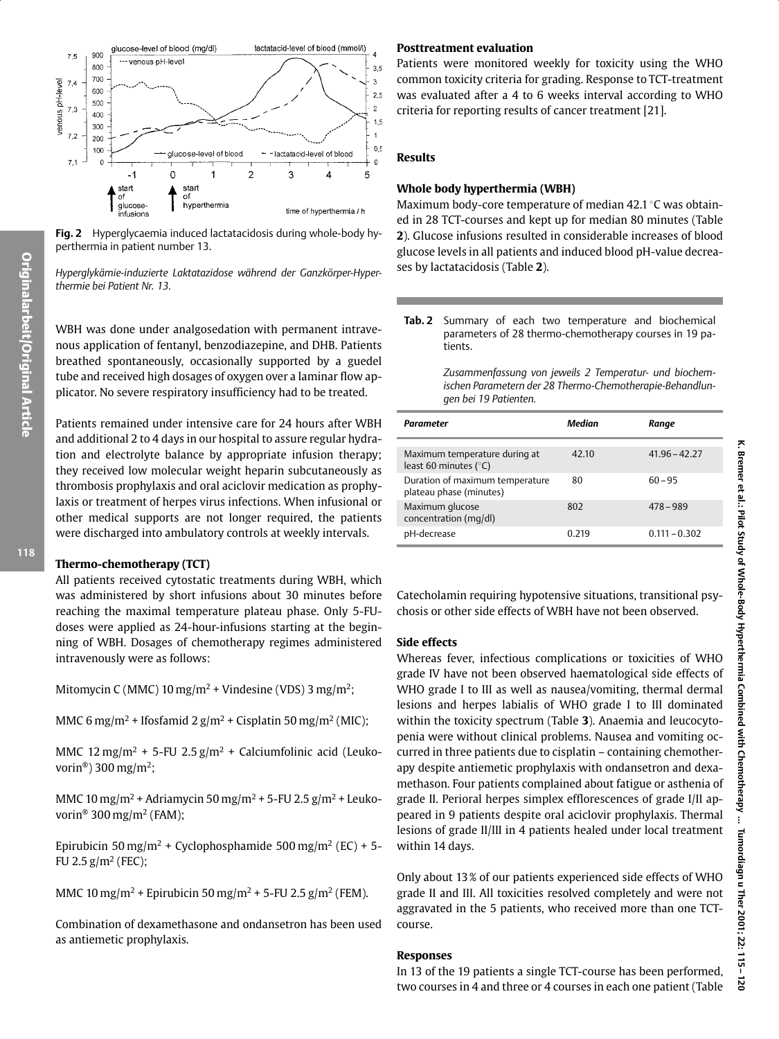Fig. 2 Hyperglycaemia induced lactatacidosis during whole-body hyperthermia in patient number 13.

*Hyperglykämie-induzierte Laktatazidose während der Ganzkörper-Hyperthermie bei Patient Nr. 13.*

WBH was done under analgosedation with permanent intravenous application of fentanyl, benzodiazepine, and DHB. Patients breathed spontaneously, occasionally supported by a guedel tube and received high dosages of oxygen over a laminar flow applicator. No severe respiratory insufficiency had to be treated.

Patients remained under intensive care for 24 hours after WBH and additional 2 to 4 days in our hospital to assure regular hydration and electrolyte balance by appropriate infusion therapy; they received low molecular weight heparin subcutaneously as thrombosis prophylaxis and oral aciclovir medication as prophylaxis or treatment of herpes virus infections. When infusional or other medical supports are not longer required, the patients were discharged into ambulatory controls at weekly intervals.

### Thermo-chemotherapy (TCT)

All patients received cytostatic treatments during WBH, which was administered by short infusions about 30 minutes before reaching the maximal temperature plateau phase. Only 5-FU-doses were applied as 24-hour-infusions starting at the beginning of WBH. Dosages of chemotherapy regimes administered intravenously were as follows:

Mitomycin C (MMC) 10 mg/m$^2$ + Vindesine (VDS) 3 mg/m$^2$;

MMC 6 mg/m$^2$ + Ifosfamid 2 g/m$^2$ + Cisplatin 50 mg/m$^2$ (MIC);

MMC 12 mg/m$^2$ + 5-FU 2.5 g/m$^2$ + Calciumfolinic acid (Leukovorin®) 300 mg/m$^2$;

MMC 10 mg/m$^2$ + Adriamycin 50 mg/m$^2$ + 5-FU 2.5 g/m$^2$ + Leukovorin® 300 mg/m$^2$ (FAM);

Epirubicin 50 mg/m$^2$ + Cyclophosphamide 500 mg/m$^2$ (EC) + 5-FU 2.5 g/m$^2$ (FEC);

MMC 10 mg/m$^2$ + Epirubicin 50 mg/m$^2$ + 5-FU 2.5 g/m$^2$ (FEM).

Combination of dexamethasone and ondansetron has been used as antiemetic prophylaxis.

### Posttreatment evaluation

Patients were monitored weekly for toxicity using the WHO common toxicity criteria for grading. Response to TCT-treatment was evaluated after a 4 to 6 weeks interval according to WHO criteria for reporting results of cancer treatment [21].

## Results

### Whole body hyperthermia (WBH)

Maximum body-core temperature of median 42.1 °C was obtained in 28 TCT-courses and kept up for median 80 minutes (Table **2**). Glucose infusions resulted in considerable increases of blood glucose levels in all patients and induced blood pH-value decreases by lactatacidosis (Table **2**).

**Tab. 2** Summary of each two temperature and biochemical parameters of 28 thermo-chemotherapy courses in 19 patients.

*Zusammenfassung von jeweils 2 Temperatur- und biochemischen Parametern der 28 Thermo-Chemotherapie-Behandlungen bei 19 Patienten.*

| Parameter | Median | Range |
|---|---|---|
| Maximum temperature during at least 60 minutes (°C) | 42.10 | 41.96 – 42.27 |
| Duration of maximum temperature plateau phase (minutes) | 80 | 60 – 95 |
| Maximum glucose concentration (mg/dl) | 802 | 478 – 989 |
| pH-decrease | 0.219 | 0.111 – 0.302 |

Catecholamin requiring hypotensive situations, transitional psychosis or other side effects of WBH have not been observed.

### Side effects

Whereas fever, infectious complications or toxicities of WHO grade IV have not been observed haematological side effects of WHO grade I to III as well as nausea/vomiting, thermal dermal lesions and herpes labialis of WHO grade I to III dominated within the toxicity spectrum (Table **3**). Anaemia and leucocytopenia were without clinical problems. Nausea and vomiting occurred in three patients due to cisplatin – containing chemotherapy despite antiemetic prophylaxis with ondansetron and dexamethason. Four patients complained about fatigue or asthenia of grade II. Perioral herpes simplex efflorescences of grade I/II appeared in 9 patients despite oral aciclovir prophylaxis. Thermal lesions of grade II/III in 4 patients healed under local treatment within 14 days.

Only about 13 % of our patients experienced side effects of WHO grade II and III. All toxicities resolved completely and were not aggravated in the 5 patients, who received more than one TCT-course.

### Responses

In 13 of the 19 patients a single TCT-course has been performed, two courses in 4 and three or 4 courses in each one patient (Table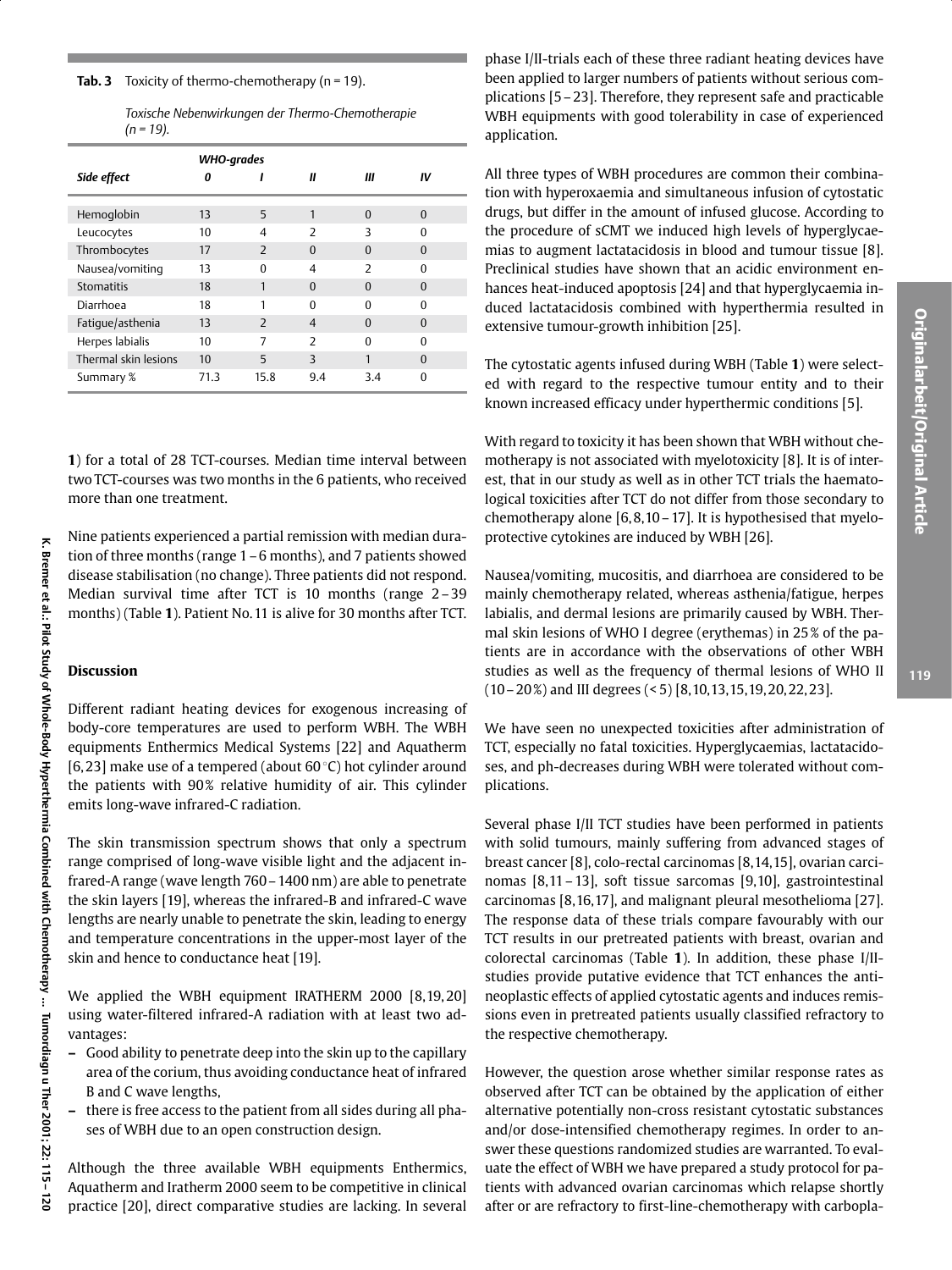**Tab. 3** Toxicity of thermo-chemotherapy (n = 19).

*Toxische Nebenwirkungen der Thermo-Chemotherapie (n = 19).*

| Side effect | WHO-grades 0 | I | II | III | IV |
|---|---|---|---|---|---|
| Hemoglobin | 13 | 5 | 1 | 0 | 0 |
| Leucocytes | 10 | 4 | 2 | 3 | 0 |
| Thrombocytes | 17 | 2 | 0 | 0 | 0 |
| Nausea/vomiting | 13 | 0 | 4 | 2 | 0 |
| Stomatitis | 18 | 1 | 0 | 0 | 0 |
| Diarrhoea | 18 | 1 | 0 | 0 | 0 |
| Fatigue/asthenia | 13 | 2 | 4 | 0 | 0 |
| Herpes labialis | 10 | 7 | 2 | 0 | 0 |
| Thermal skin lesions | 10 | 5 | 3 | 1 | 0 |
| Summary % | 71.3 | 15.8 | 9.4 | 3.4 | 0 |

**1**) for a total of 28 TCT-courses. Median time interval between two TCT-courses was two months in the 6 patients, who received more than one treatment.

Nine patients experienced a partial remission with median duration of three months (range 1 – 6 months), and 7 patients showed disease stabilisation (no change). Three patients did not respond. Median survival time after TCT is 10 months (range 2 – 39 months) (Table **1**). Patient No. 11 is alive for 30 months after TCT.

## Discussion

Different radiant heating devices for exogenous increasing of body-core temperatures are used to perform WBH. The WBH equipments Enthermics Medical Systems [22] and Aquatherm [6, 23] make use of a tempered (about 60 °C) hot cylinder around the patients with 90% relative humidity of air. This cylinder emits long-wave infrared-C radiation.

The skin transmission spectrum shows that only a spectrum range comprised of long-wave visible light and the adjacent infrared-A range (wave length 760 – 1400 nm) are able to penetrate the skin layers [19], whereas the infrared-B and infrared-C wave lengths are nearly unable to penetrate the skin, leading to energy and temperature concentrations in the upper-most layer of the skin and hence to conductance heat [19].

We applied the WBH equipment IRATHERM 2000 [8, 19, 20] using water-filtered infrared-A radiation with at least two advantages:

- Good ability to penetrate deep into the skin up to the capillary area of the corium, thus avoiding conductance heat of infrared B and C wave lengths,
- there is free access to the patient from all sides during all phases of WBH due to an open construction design.

Although the three available WBH equipments Enthermics, Aquatherm and Iratherm 2000 seem to be competitive in clinical practice [20], direct comparative studies are lacking. In several phase I/II-trials each of these three radiant heating devices have been applied to larger numbers of patients without serious complications [5 – 23]. Therefore, they represent safe and practicable WBH equipments with good tolerability in case of experienced application.

All three types of WBH procedures are common their combination with hyperoxaemia and simultaneous infusion of cytostatic drugs, but differ in the amount of infused glucose. According to the procedure of sCMT we induced high levels of hyperglycaemias to augment lactatacidosis in blood and tumour tissue [8]. Preclinical studies have shown that an acidic environment enhances heat-induced apoptosis [24] and that hyperglycaemia induced lactatacidosis combined with hyperthermia resulted in extensive tumour-growth inhibition [25].

The cytostatic agents infused during WBH (Table **1**) were selected with regard to the respective tumour entity and to their known increased efficacy under hyperthermic conditions [5].

With regard to toxicity it has been shown that WBH without chemotherapy is not associated with myelotoxicity [8]. It is of interest, that in our study as well as in other TCT trials the haematological toxicities after TCT do not differ from those secondary to chemotherapy alone [6, 8, 10 – 17]. It is hypothesised that myeloprotective cytokines are induced by WBH [26].

Nausea/vomiting, mucositis, and diarrhoea are considered to be mainly chemotherapy related, whereas asthenia/fatigue, herpes labialis, and dermal lesions are primarily caused by WBH. Thermal skin lesions of WHO I degree (erythemas) in 25% of the patients are in accordance with the observations of other WBH studies as well as the frequency of thermal lesions of WHO II (10 – 20%) and III degrees (< 5) [8, 10, 13, 15, 19, 20, 22, 23].

We have seen no unexpected toxicities after administration of TCT, especially no fatal toxicities. Hyperglycaemias, lactatacidoses, and ph-decreases during WBH were tolerated without complications.

Several phase I/II TCT studies have been performed in patients with solid tumours, mainly suffering from advanced stages of breast cancer [8], colo-rectal carcinomas [8, 14, 15], ovarian carcinomas [8, 11 – 13], soft tissue sarcomas [9, 10], gastrointestinal carcinomas [8, 16, 17], and malignant pleural mesothelioma [27]. The response data of these trials compare favourably with our TCT results in our pretreated patients with breast, ovarian and colorectal carcinomas (Table **1**). In addition, these phase I/II-studies provide putative evidence that TCT enhances the antineoplastic effects of applied cytostatic agents and induces remissions even in pretreated patients usually classified refractory to the respective chemotherapy.

However, the question arose whether similar response rates as observed after TCT can be obtained by the application of either alternative potentially non-cross resistant cytostatic substances and/or dose-intensified chemotherapy regimes. In order to answer these questions randomized studies are warranted. To evaluate the effect of WBH we have prepared a study protocol for patients with advanced ovarian carcinomas which relapse shortly after or are refractory to first-line-chemotherapy with carbopla-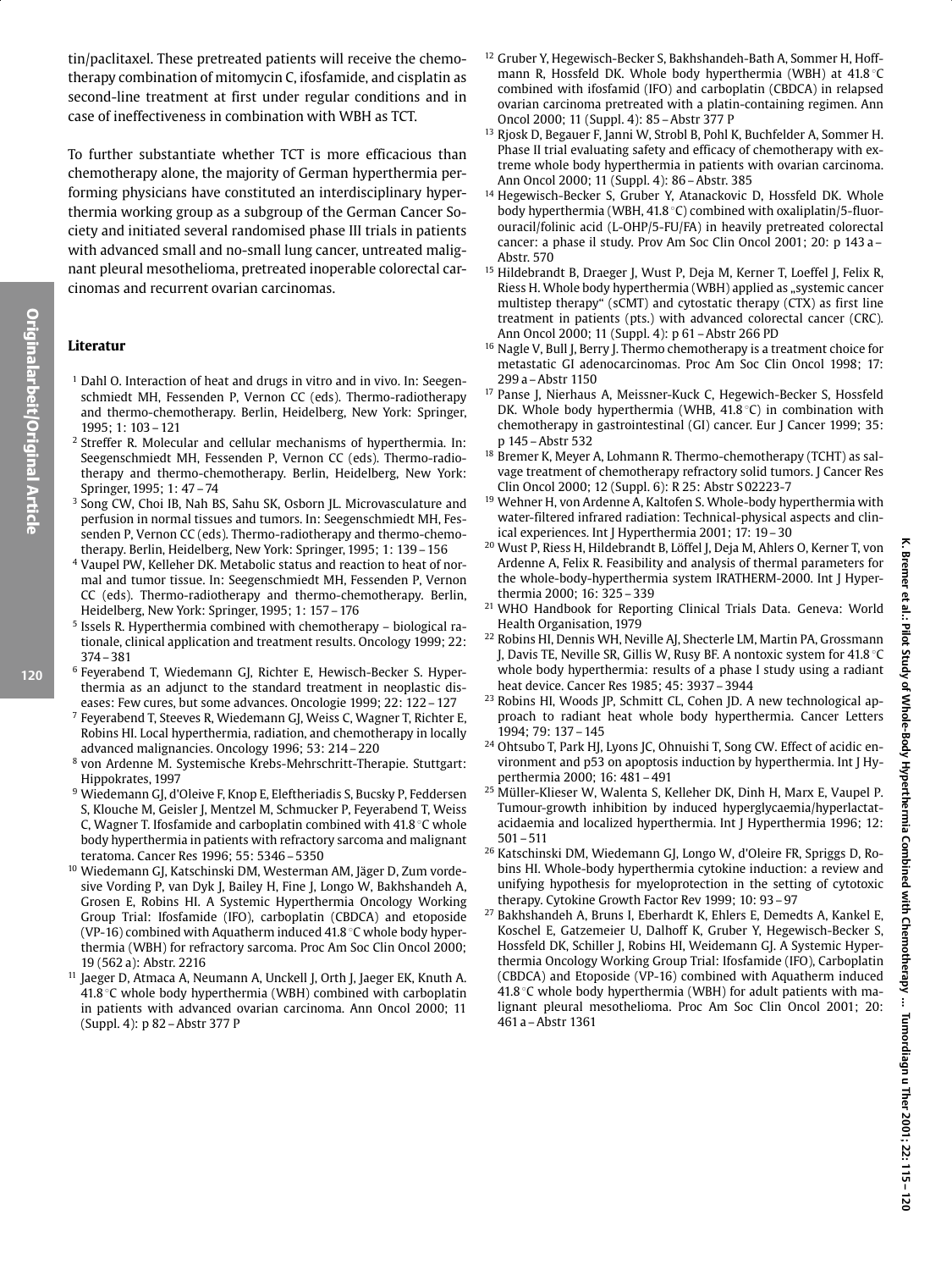tin/paclitaxel. These pretreated patients will receive the chemotherapy combination of mitomycin C, ifosfamide, and cisplatin as second-line treatment at first under regular conditions and in case of ineffectiveness in combination with WBH as TCT.

To further substantiate whether TCT is more efficacious than chemotherapy alone, the majority of German hyperthermia performing physicians have constituted an interdisciplinary hyperthermia working group as a subgroup of the German Cancer Society and initiated several randomised phase III trials in patients with advanced small and no-small lung cancer, untreated malignant pleural mesothelioma, pretreated inoperable colorectal carcinomas and recurrent ovarian carcinomas.

## Literatur

1. Dahl O. Interaction of heat and drugs in vitro and in vivo. In: Seegenschmiedt MH, Fessenden P, Vernon CC (eds). Thermo-radiotherapy and thermo-chemotherapy. Berlin, Heidelberg, New York: Springer, 1995; 1: 103 – 121
2. Streffer R. Molecular and cellular mechanisms of hyperthermia. In: Seegenschmiedt MH, Fessenden P, Vernon CC (eds). Thermo-radiotherapy and thermo-chemotherapy. Berlin, Heidelberg, New York: Springer, 1995; 1: 47 – 74
3. Song CW, Choi IB, Nah BS, Sahu SK, Osborn JL. Microvasculature and perfusion in normal tissues and tumors. In: Seegenschmiedt MH, Fessenden P, Vernon CC (eds). Thermo-radiotherapy and thermo-chemotherapy. Berlin, Heidelberg, New York: Springer, 1995; 1: 139 – 156
4. Vaupel PW, Kelleher DK. Metabolic status and reaction to heat of normal and tumor tissue. In: Seegenschmiedt MH, Fessenden P, Vernon CC (eds). Thermo-radiotherapy and thermo-chemotherapy. Berlin, Heidelberg, New York: Springer, 1995; 1: 157 – 176
5. Issels R. Hyperthermia combined with chemotherapy – biological rationale, clinical application and treatment results. Oncology 1999; 22: 374 – 381
6. Feyerabend T, Wiedemann GJ, Richter E, Hewisch-Becker S. Hyperthermia as an adjunct to the standard treatment in neoplastic diseases: Few cures, but some advances. Oncologie 1999; 22: 122 – 127
7. Feyerabend T, Steeves R, Wiedemann GJ, Weiss C, Wagner T, Richter E, Robins HI. Local hyperthermia, radiation, and chemotherapy in locally advanced malignancies. Oncology 1996; 53: 214 – 220
8. von Ardenne M. Systemische Krebs-Mehrschritt-Therapie. Stuttgart: Hippokrates, 1997
9. Wiedemann GJ, d'Oleive F, Knop E, Eleftheriadis S, Bucsky P, Feddersen S, Klouche M, Geisler J, Mentzel M, Schmucker P, Feyerabend T, Weiss C, Wagner T. Ifosfamide and carboplatin combined with 41.8 °C whole body hyperthermia in patients with refractory sarcoma and malignant teratoma. Cancer Res 1996; 55: 5346 – 5350
10. Wiedemann GJ, Katschinski DM, Westerman AM, Jäger D, Zum vordesive Vording P, van Dyk J, Bailey H, Fine J, Longo W, Bakhshandeh A, Grosen E, Robins HI. A Systemic Hyperthermia Oncology Working Group Trial: Ifosfamide (IFO), carboplatin (CBDCA) and etoposide (VP-16) combined with Aquatherm induced 41.8 °C whole body hyperthermia (WBH) for refractory sarcoma. Proc Am Soc Clin Oncol 2000; 19 (562 a): Abstr. 2216
11. Jaeger D, Atmaca A, Neumann A, Unckell J, Orth J, Jaeger EK, Knuth A. 41.8 °C whole body hyperthermia (WBH) combined with carboplatin in patients with advanced ovarian carcinoma. Ann Oncol 2000; 11 (Suppl. 4): p 82 – Abstr 377 P
12. Gruber Y, Hegewisch-Becker S, Bakhshandeh-Bath A, Sommer H, Hoffmann R, Hossfeld DK. Whole body hyperthermia (WBH) at 41.8 °C combined with ifosfamid (IFO) and carboplatin (CBDCA) in relapsed ovarian carcinoma pretreated with a platin-containing regimen. Ann Oncol 2000; 11 (Suppl. 4): 85 – Abstr 377 P
13. Rjosk D, Begauer F, Janni W, Strobl B, Pohl K, Buchfelder A, Sommer H. Phase II trial evaluating safety and efficacy of chemotherapy with extreme whole body hyperthermia in patients with ovarian carcinoma. Ann Oncol 2000; 11 (Suppl. 4): 86 – Abstr. 385
14. Hegewisch-Becker S, Gruber Y, Atanackovic D, Hossfeld DK. Whole body hyperthermia (WBH, 41.8 °C) combined with oxaliplatin/5-fluorouracil/folinic acid (L-OHP/5-FU/FA) in heavily pretreated colorectal cancer: a phase il study. Prov Am Soc Clin Oncol 2001; 20: p 143 a – Abstr. 570
15. Hildebrandt B, Draeger J, Wust P, Deja M, Kerner T, Loeffel J, Felix R, Riess H. Whole body hyperthermia (WBH) applied as „systemic cancer multistep therapy" (sCMT) and cytostatic therapy (CTX) as first line treatment in patients (pts.) with advanced colorectal cancer (CRC). Ann Oncol 2000; 11 (Suppl. 4): p 61 – Abstr 266 PD
16. Nagle V, Bull J, Berry J. Thermo chemotherapy is a treatment choice for metastatic GI adenocarcinomas. Proc Am Soc Clin Oncol 1998; 17: 299 a – Abstr 1150
17. Panse J, Nierhaus A, Meissner-Kuck C, Hegewich-Becker S, Hossfeld DK. Whole body hyperthermia (WHB, 41.8 °C) in combination with chemotherapy in gastrointestinal (GI) cancer. Eur J Cancer 1999; 35: p 145 – Abstr 532
18. Bremer K, Meyer A, Lohmann R. Thermo-chemotherapy (TCHT) as salvage treatment of chemotherapy refractory solid tumors. J Cancer Res Clin Oncol 2000; 12 (Suppl. 6): R 25: Abstr S 02223-7
19. Wehner H, von Ardenne A, Kaltofen S. Whole-body hyperthermia with water-filtered infrared radiation: Technical-physical aspects and clinical experiences. Int J Hyperthermia 2001; 17: 19 – 30
20. Wust P, Riess H, Hildebrandt B, Löffel J, Deja M, Ahlers O, Kerner T, von Ardenne A, Felix R. Feasibility and analysis of thermal parameters for the whole-body-hyperthermia system IRATHERM-2000. Int J Hyperthermia 2000; 16: 325 – 339
21. WHO Handbook for Reporting Clinical Trials Data. Geneva: World Health Organisation, 1979
22. Robins HI, Dennis WH, Neville AJ, Shecterle LM, Martin PA, Grossmann J, Davis TE, Neville SR, Gillis W, Rusy BF. A nontoxic system for 41.8 °C whole body hyperthermia: results of a phase I study using a radiant heat device. Cancer Res 1985; 45: 3937 – 3944
23. Robins HI, Woods JP, Schmitt CL, Cohen JD. A new technological approach to radiant heat whole body hyperthermia. Cancer Letters 1994; 79: 137 – 145
24. Ohtsubo T, Park HJ, Lyons JC, Ohnuishi T, Song CW. Effect of acidic environment and p53 on apoptosis induction by hyperthermia. Int J Hyperthermia 2000; 16: 481 – 491
25. Müller-Klieser W, Walenta S, Kelleher DK, Dinh H, Marx E, Vaupel P. Tumour-growth inhibition by induced hyperglycaemia/hyperlactatacidaemia and localized hyperthermia. Int J Hyperthermia 1996; 12: 501 – 511
26. Katschinski DM, Wiedemann GJ, Longo W, d'Oleire FR, Spriggs D, Robins HI. Whole-body hyperthermia cytokine induction: a review and unifying hypothesis for myeloprotection in the setting of cytotoxic therapy. Cytokine Growth Factor Rev 1999; 10: 93 – 97
27. Bakhshandeh A, Bruns I, Eberhardt K, Ehlers E, Demedts A, Kankel E, Koschel E, Gatzemeier U, Dalhoff K, Gruber Y, Hegewisch-Becker S, Hossfeld DK, Schiller J, Robins HI, Weidemann GJ. A Systemic Hyperthermia Oncology Working Group Trial: Ifosfamide (IFO), Carboplatin (CBDCA) and Etoposide (VP-16) combined with Aquatherm induced 41.8 °C whole body hyperthermia (WBH) for adult patients with malignant pleural mesothelioma. Proc Am Soc Clin Oncol 2001; 20: 461 a – Abstr 1361